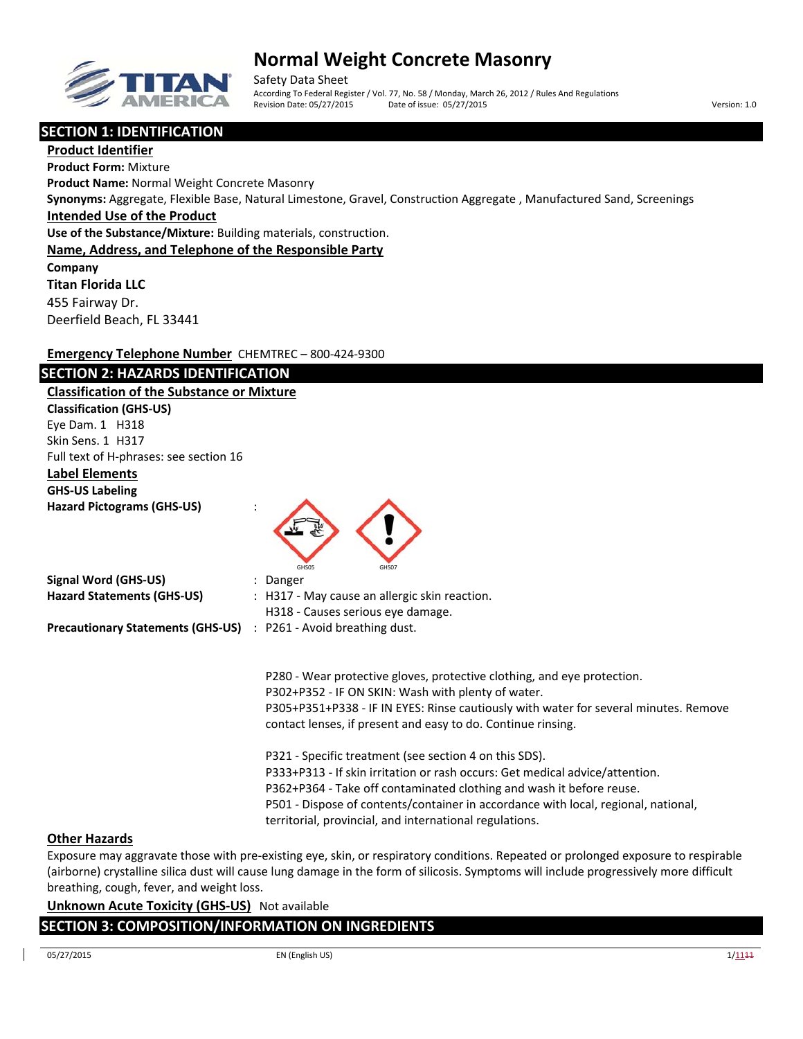# Normal Weight Concrete Masonry

Safety Data Sheet
According To Federal Register / Vol. 77, No. 58 / Monday, March 26, 2012 / Rules And Regulations
Revision Date: 05/27/2015 Date of issue: 05/27/2015 Version: 1.0

## SECTION 1: IDENTIFICATION

**Product Identifier**

**Product Form:** Mixture

**Product Name:** Normal Weight Concrete Masonry

**Synonyms:** Aggregate, Flexible Base, Natural Limestone, Gravel, Construction Aggregate , Manufactured Sand, Screenings

**Intended Use of the Product**

**Use of the Substance/Mixture:** Building materials, construction.

**Name, Address, and Telephone of the Responsible Party**

**Company**

**Titan Florida LLC**
455 Fairway Dr.
Deerfield Beach, FL 33441

**Emergency Telephone Number** CHEMTREC – 800-424-9300

## SECTION 2: HAZARDS IDENTIFICATION

**Classification of the Substance or Mixture**

**Classification (GHS-US)**

Eye Dam. 1 H318
Skin Sens. 1 H317
Full text of H-phrases: see section 16

**Label Elements**

**GHS-US Labeling**

**Hazard Pictograms (GHS-US)** :

GHS05 GHS07

**Signal Word (GHS-US)** : Danger

**Hazard Statements (GHS-US)** : H317 - May cause an allergic skin reaction.
H318 - Causes serious eye damage.

**Precautionary Statements (GHS-US)** : P261 - Avoid breathing dust.

P280 - Wear protective gloves, protective clothing, and eye protection.
P302+P352 - IF ON SKIN: Wash with plenty of water.
P305+P351+P338 - IF IN EYES: Rinse cautiously with water for several minutes. Remove contact lenses, if present and easy to do. Continue rinsing.

P321 - Specific treatment (see section 4 on this SDS).
P333+P313 - If skin irritation or rash occurs: Get medical advice/attention.
P362+P364 - Take off contaminated clothing and wash it before reuse.
P501 - Dispose of contents/container in accordance with local, regional, national, territorial, provincial, and international regulations.

**Other Hazards**

Exposure may aggravate those with pre-existing eye, skin, or respiratory conditions. Repeated or prolonged exposure to respirable (airborne) crystalline silica dust will cause lung damage in the form of silicosis. Symptoms will include progressively more difficult breathing, cough, fever, and weight loss.

**Unknown Acute Toxicity (GHS-US)** Not available

## SECTION 3: COMPOSITION/INFORMATION ON INGREDIENTS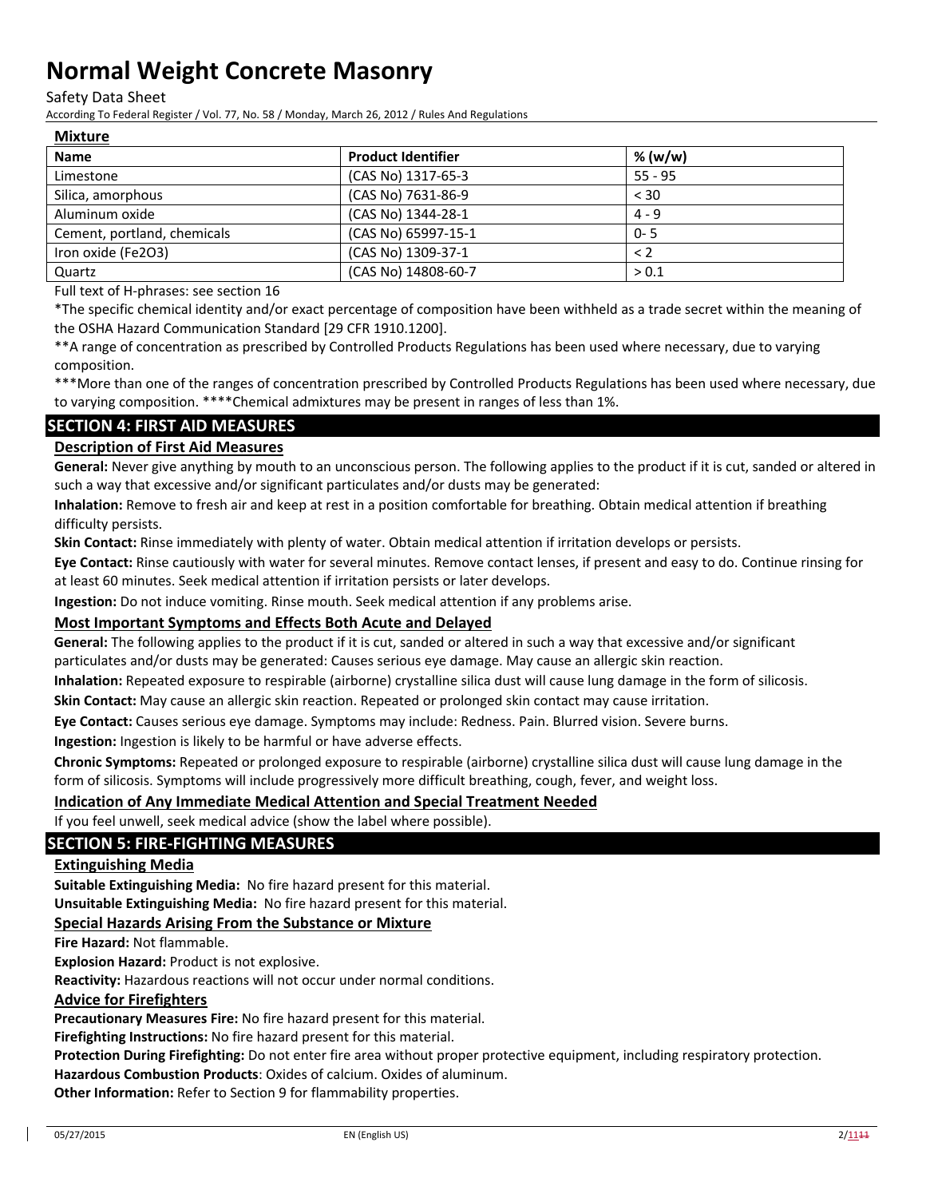### Mixture

| Name | Product Identifier | % (w/w) |
|---|---|---|
| Limestone | (CAS No) 1317-65-3 | 55 - 95 |
| Silica, amorphous | (CAS No) 7631-86-9 | < 30 |
| Aluminum oxide | (CAS No) 1344-28-1 | 4 - 9 |
| Cement, portland, chemicals | (CAS No) 65997-15-1 | 0- 5 |
| Iron oxide (Fe2O3) | (CAS No) 1309-37-1 | < 2 |
| Quartz | (CAS No) 14808-60-7 | > 0.1 |

Full text of H-phrases: see section 16

*The specific chemical identity and/or exact percentage of composition have been withheld as a trade secret within the meaning of the OSHA Hazard Communication Standard [29 CFR 1910.1200].

**A range of concentration as prescribed by Controlled Products Regulations has been used where necessary, due to varying composition.

***More than one of the ranges of concentration prescribed by Controlled Products Regulations has been used where necessary, due to varying composition. ****Chemical admixtures may be present in ranges of less than 1%.

## SECTION 4: FIRST AID MEASURES

### Description of First Aid Measures

**General:** Never give anything by mouth to an unconscious person. The following applies to the product if it is cut, sanded or altered in such a way that excessive and/or significant particulates and/or dusts may be generated:

**Inhalation:** Remove to fresh air and keep at rest in a position comfortable for breathing. Obtain medical attention if breathing difficulty persists.

**Skin Contact:** Rinse immediately with plenty of water. Obtain medical attention if irritation develops or persists.

**Eye Contact:** Rinse cautiously with water for several minutes. Remove contact lenses, if present and easy to do. Continue rinsing for at least 60 minutes. Seek medical attention if irritation persists or later develops.

**Ingestion:** Do not induce vomiting. Rinse mouth. Seek medical attention if any problems arise.

### Most Important Symptoms and Effects Both Acute and Delayed

**General:** The following applies to the product if it is cut, sanded or altered in such a way that excessive and/or significant particulates and/or dusts may be generated: Causes serious eye damage. May cause an allergic skin reaction.

**Inhalation:** Repeated exposure to respirable (airborne) crystalline silica dust will cause lung damage in the form of silicosis.

**Skin Contact:** May cause an allergic skin reaction. Repeated or prolonged skin contact may cause irritation.

**Eye Contact:** Causes serious eye damage. Symptoms may include: Redness. Pain. Blurred vision. Severe burns.

**Ingestion:** Ingestion is likely to be harmful or have adverse effects.

**Chronic Symptoms:** Repeated or prolonged exposure to respirable (airborne) crystalline silica dust will cause lung damage in the form of silicosis. Symptoms will include progressively more difficult breathing, cough, fever, and weight loss.

### Indication of Any Immediate Medical Attention and Special Treatment Needed

If you feel unwell, seek medical advice (show the label where possible).

## SECTION 5: FIRE-FIGHTING MEASURES

### Extinguishing Media

**Suitable Extinguishing Media:** No fire hazard present for this material.

**Unsuitable Extinguishing Media:** No fire hazard present for this material.

### Special Hazards Arising From the Substance or Mixture

**Fire Hazard:** Not flammable.

**Explosion Hazard:** Product is not explosive.

**Reactivity:** Hazardous reactions will not occur under normal conditions.

### Advice for Firefighters

**Precautionary Measures Fire:** No fire hazard present for this material.

**Firefighting Instructions:** No fire hazard present for this material.

**Protection During Firefighting:** Do not enter fire area without proper protective equipment, including respiratory protection.

**Hazardous Combustion Products**: Oxides of calcium. Oxides of aluminum.

**Other Information:** Refer to Section 9 for flammability properties.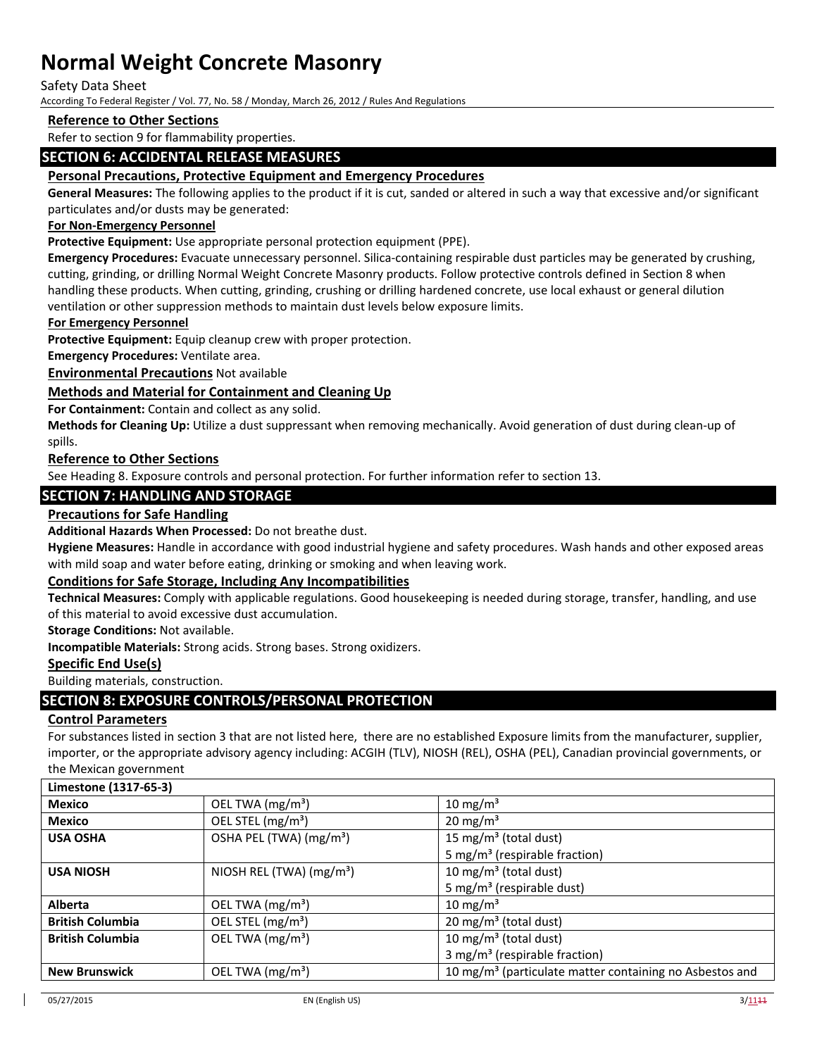### Reference to Other Sections

Refer to section 9 for flammability properties.

## SECTION 6: ACCIDENTAL RELEASE MEASURES

### Personal Precautions, Protective Equipment and Emergency Procedures

**General Measures:** The following applies to the product if it is cut, sanded or altered in such a way that excessive and/or significant particulates and/or dusts may be generated:

**For Non-Emergency Personnel**

**Protective Equipment:** Use appropriate personal protection equipment (PPE).

**Emergency Procedures:** Evacuate unnecessary personnel. Silica-containing respirable dust particles may be generated by crushing, cutting, grinding, or drilling Normal Weight Concrete Masonry products. Follow protective controls defined in Section 8 when handling these products. When cutting, grinding, crushing or drilling hardened concrete, use local exhaust or general dilution ventilation or other suppression methods to maintain dust levels below exposure limits.

**For Emergency Personnel**

**Protective Equipment:** Equip cleanup crew with proper protection.

**Emergency Procedures:** Ventilate area.

**Environmental Precautions** Not available

### Methods and Material for Containment and Cleaning Up

**For Containment:** Contain and collect as any solid.

**Methods for Cleaning Up:** Utilize a dust suppressant when removing mechanically. Avoid generation of dust during clean-up of spills.

### Reference to Other Sections

See Heading 8. Exposure controls and personal protection. For further information refer to section 13.

## SECTION 7: HANDLING AND STORAGE

### Precautions for Safe Handling

**Additional Hazards When Processed:** Do not breathe dust.

**Hygiene Measures:** Handle in accordance with good industrial hygiene and safety procedures. Wash hands and other exposed areas with mild soap and water before eating, drinking or smoking and when leaving work.

### Conditions for Safe Storage, Including Any Incompatibilities

**Technical Measures:** Comply with applicable regulations. Good housekeeping is needed during storage, transfer, handling, and use of this material to avoid excessive dust accumulation.

**Storage Conditions:** Not available.

**Incompatible Materials:** Strong acids. Strong bases. Strong oxidizers.

### Specific End Use(s)

Building materials, construction.

## SECTION 8: EXPOSURE CONTROLS/PERSONAL PROTECTION

### Control Parameters

For substances listed in section 3 that are not listed here, there are no established Exposure limits from the manufacturer, supplier, importer, or the appropriate advisory agency including: ACGIH (TLV), NIOSH (REL), OSHA (PEL), Canadian provincial governments, or the Mexican government

| Limestone (1317-65-3) | | |
|---|---|---|
| **Mexico** | OEL TWA (mg/m³) | 10 mg/m³ |
| **Mexico** | OEL STEL (mg/m³) | 20 mg/m³ |
| **USA OSHA** | OSHA PEL (TWA) (mg/m³) | 15 mg/m³ (total dust)<br>5 mg/m³ (respirable fraction) |
| **USA NIOSH** | NIOSH REL (TWA) (mg/m³) | 10 mg/m³ (total dust)<br>5 mg/m³ (respirable dust) |
| **Alberta** | OEL TWA (mg/m³) | 10 mg/m³ |
| **British Columbia** | OEL STEL (mg/m³) | 20 mg/m³ (total dust) |
| **British Columbia** | OEL TWA (mg/m³) | 10 mg/m³ (total dust)<br>3 mg/m³ (respirable fraction) |
| **New Brunswick** | OEL TWA (mg/m³) | 10 mg/m³ (particulate matter containing no Asbestos and |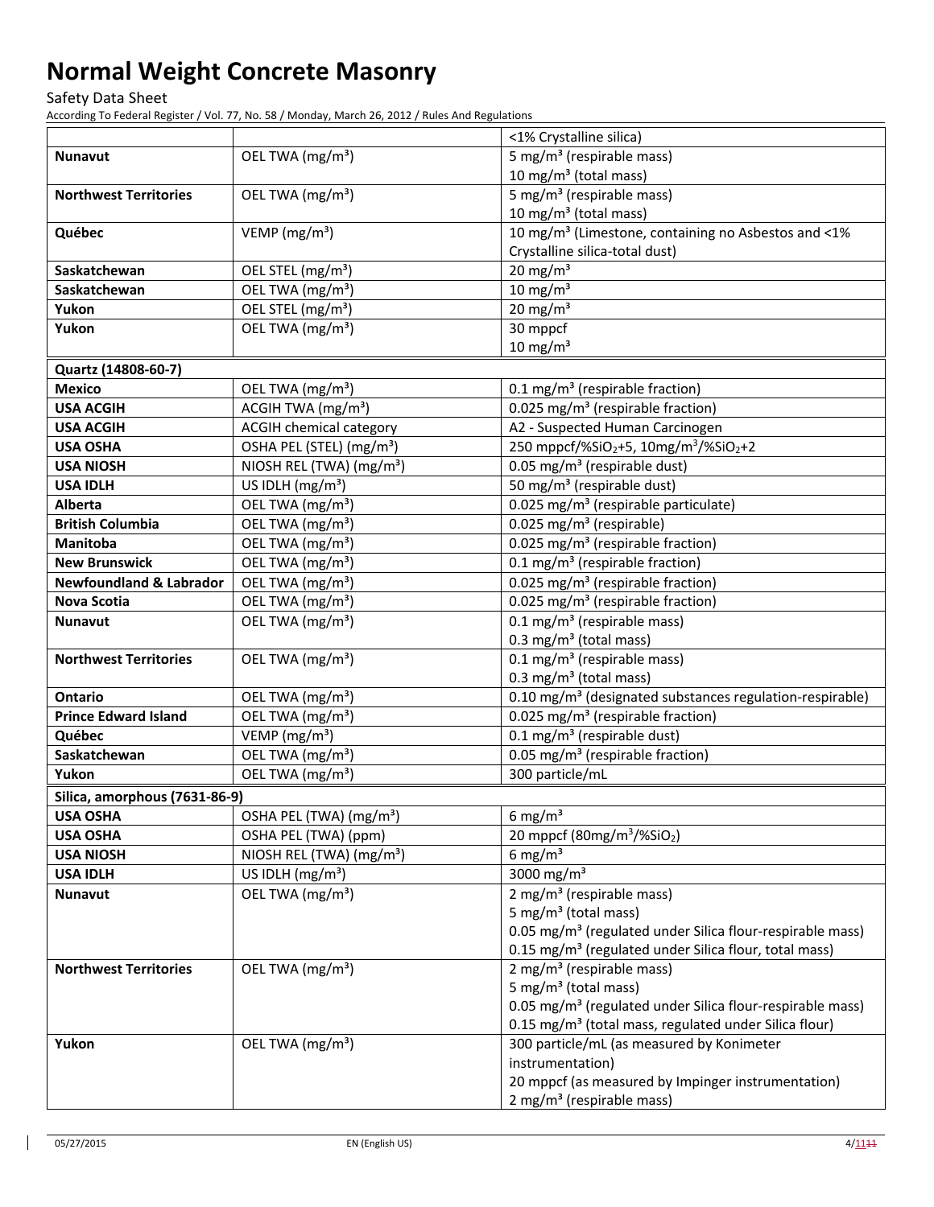| | | |
|---|---|---|
| | | <1% Crystalline silica) |
| **Nunavut** | OEL TWA ($mg/m^3$) | 5 $mg/m^3$ (respirable mass)<br>10 $mg/m^3$ (total mass) |
| **Northwest Territories** | OEL TWA ($mg/m^3$) | 5 $mg/m^3$ (respirable mass)<br>10 $mg/m^3$ (total mass) |
| **Québec** | VEMP ($mg/m^3$) | 10 $mg/m^3$ (Limestone, containing no Asbestos and <1% Crystalline silica-total dust) |
| **Saskatchewan** | OEL STEL ($mg/m^3$) | 20 $mg/m^3$ |
| **Saskatchewan** | OEL TWA ($mg/m^3$) | 10 $mg/m^3$ |
| **Yukon** | OEL STEL ($mg/m^3$) | 20 $mg/m^3$ |
| **Yukon** | OEL TWA ($mg/m^3$) | 30 mppcf<br>10 $mg/m^3$ |
| **Quartz (14808-60-7)** | | |
| **Mexico** | OEL TWA ($mg/m^3$) | 0.1 $mg/m^3$ (respirable fraction) |
| **USA ACGIH** | ACGIH TWA ($mg/m^3$) | 0.025 $mg/m^3$ (respirable fraction) |
| **USA ACGIH** | ACGIH chemical category | A2 - Suspected Human Carcinogen |
| **USA OSHA** | OSHA PEL (STEL) ($mg/m^3$) | 250 mppcf/%$SiO_2$+5, 10mg/$m^3$/%$SiO_2$+2 |
| **USA NIOSH** | NIOSH REL (TWA) ($mg/m^3$) | 0.05 $mg/m^3$ (respirable dust) |
| **USA IDLH** | US IDLH ($mg/m^3$) | 50 $mg/m^3$ (respirable dust) |
| **Alberta** | OEL TWA ($mg/m^3$) | 0.025 $mg/m^3$ (respirable particulate) |
| **British Columbia** | OEL TWA ($mg/m^3$) | 0.025 $mg/m^3$ (respirable) |
| **Manitoba** | OEL TWA ($mg/m^3$) | 0.025 $mg/m^3$ (respirable fraction) |
| **New Brunswick** | OEL TWA ($mg/m^3$) | 0.1 $mg/m^3$ (respirable fraction) |
| **Newfoundland & Labrador** | OEL TWA ($mg/m^3$) | 0.025 $mg/m^3$ (respirable fraction) |
| **Nova Scotia** | OEL TWA ($mg/m^3$) | 0.025 $mg/m^3$ (respirable fraction) |
| **Nunavut** | OEL TWA ($mg/m^3$) | 0.1 $mg/m^3$ (respirable mass)<br>0.3 $mg/m^3$ (total mass) |
| **Northwest Territories** | OEL TWA ($mg/m^3$) | 0.1 $mg/m^3$ (respirable mass)<br>0.3 $mg/m^3$ (total mass) |
| **Ontario** | OEL TWA ($mg/m^3$) | 0.10 $mg/m^3$ (designated substances regulation-respirable) |
| **Prince Edward Island** | OEL TWA ($mg/m^3$) | 0.025 $mg/m^3$ (respirable fraction) |
| **Québec** | VEMP ($mg/m^3$) | 0.1 $mg/m^3$ (respirable dust) |
| **Saskatchewan** | OEL TWA ($mg/m^3$) | 0.05 $mg/m^3$ (respirable fraction) |
| **Yukon** | OEL TWA ($mg/m^3$) | 300 particle/mL |
| **Silica, amorphous (7631-86-9)** | | |
| **USA OSHA** | OSHA PEL (TWA) ($mg/m^3$) | 6 $mg/m^3$ |
| **USA OSHA** | OSHA PEL (TWA) (ppm) | 20 mppcf (80mg/$m^3$/%$SiO_2$) |
| **USA NIOSH** | NIOSH REL (TWA) ($mg/m^3$) | 6 $mg/m^3$ |
| **USA IDLH** | US IDLH ($mg/m^3$) | 3000 $mg/m^3$ |
| **Nunavut** | OEL TWA ($mg/m^3$) | 2 $mg/m^3$ (respirable mass)<br>5 $mg/m^3$ (total mass)<br>0.05 $mg/m^3$ (regulated under Silica flour-respirable mass)<br>0.15 $mg/m^3$ (regulated under Silica flour, total mass) |
| **Northwest Territories** | OEL TWA ($mg/m^3$) | 2 $mg/m^3$ (respirable mass)<br>5 $mg/m^3$ (total mass)<br>0.05 $mg/m^3$ (regulated under Silica flour-respirable mass)<br>0.15 $mg/m^3$ (total mass, regulated under Silica flour) |
| **Yukon** | OEL TWA ($mg/m^3$) | 300 particle/mL (as measured by Konimeter instrumentation)<br>20 mppcf (as measured by Impinger instrumentation)<br>2 $mg/m^3$ (respirable mass) |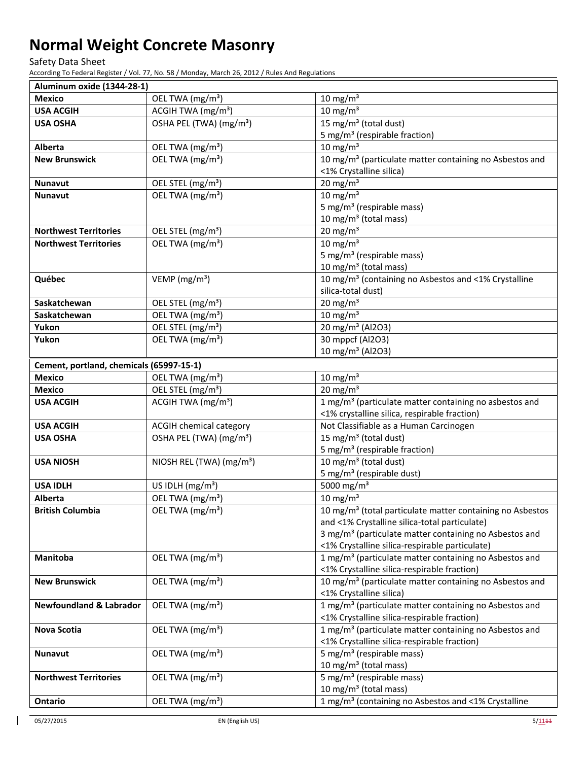| Aluminum oxide (1344-28-1) | | |
|---|---|---|
| **Mexico** | OEL TWA (mg/m³) | 10 mg/m³ |
| **USA ACGIH** | ACGIH TWA (mg/m³) | 10 mg/m³ |
| **USA OSHA** | OSHA PEL (TWA) (mg/m³) | 15 mg/m³ (total dust)<br>5 mg/m³ (respirable fraction) |
| **Alberta** | OEL TWA (mg/m³) | 10 mg/m³ |
| **New Brunswick** | OEL TWA (mg/m³) | 10 mg/m³ (particulate matter containing no Asbestos and <1% Crystalline silica) |
| **Nunavut** | OEL STEL (mg/m³) | 20 mg/m³ |
| **Nunavut** | OEL TWA (mg/m³) | 10 mg/m³<br>5 mg/m³ (respirable mass)<br>10 mg/m³ (total mass) |
| **Northwest Territories** | OEL STEL (mg/m³) | 20 mg/m³ |
| **Northwest Territories** | OEL TWA (mg/m³) | 10 mg/m³<br>5 mg/m³ (respirable mass)<br>10 mg/m³ (total mass) |
| **Québec** | VEMP (mg/m³) | 10 mg/m³ (containing no Asbestos and <1% Crystalline silica-total dust) |
| **Saskatchewan** | OEL STEL (mg/m³) | 20 mg/m³ |
| **Saskatchewan** | OEL TWA (mg/m³) | 10 mg/m³ |
| **Yukon** | OEL STEL (mg/m³) | 20 mg/m³ ($Al_2O_3$) |
| **Yukon** | OEL TWA (mg/m³) | 30 mppcf ($Al_2O_3$)<br>10 mg/m³ ($Al_2O_3$) |

| Cement, portland, chemicals (65997-15-1) | | |
|---|---|---|
| **Mexico** | OEL TWA (mg/m³) | 10 mg/m³ |
| **Mexico** | OEL STEL (mg/m³) | 20 mg/m³ |
| **USA ACGIH** | ACGIH TWA (mg/m³) | 1 mg/m³ (particulate matter containing no asbestos and <1% crystalline silica, respirable fraction) |
| **USA ACGIH** | ACGIH chemical category | Not Classifiable as a Human Carcinogen |
| **USA OSHA** | OSHA PEL (TWA) (mg/m³) | 15 mg/m³ (total dust)<br>5 mg/m³ (respirable fraction) |
| **USA NIOSH** | NIOSH REL (TWA) (mg/m³) | 10 mg/m³ (total dust)<br>5 mg/m³ (respirable dust) |
| **USA IDLH** | US IDLH (mg/m³) | 5000 mg/m³ |
| **Alberta** | OEL TWA (mg/m³) | 10 mg/m³ |
| **British Columbia** | OEL TWA (mg/m³) | 10 mg/m³ (total particulate matter containing no Asbestos and <1% Crystalline silica-total particulate)<br>3 mg/m³ (particulate matter containing no Asbestos and <1% Crystalline silica-respirable particulate) |
| **Manitoba** | OEL TWA (mg/m³) | 1 mg/m³ (particulate matter containing no Asbestos and <1% Crystalline silica-respirable fraction) |
| **New Brunswick** | OEL TWA (mg/m³) | 10 mg/m³ (particulate matter containing no Asbestos and <1% Crystalline silica) |
| **Newfoundland & Labrador** | OEL TWA (mg/m³) | 1 mg/m³ (particulate matter containing no Asbestos and <1% Crystalline silica-respirable fraction) |
| **Nova Scotia** | OEL TWA (mg/m³) | 1 mg/m³ (particulate matter containing no Asbestos and <1% Crystalline silica-respirable fraction) |
| **Nunavut** | OEL TWA (mg/m³) | 5 mg/m³ (respirable mass)<br>10 mg/m³ (total mass) |
| **Northwest Territories** | OEL TWA (mg/m³) | 5 mg/m³ (respirable mass)<br>10 mg/m³ (total mass) |
| **Ontario** | OEL TWA (mg/m³) | 1 mg/m³ (containing no Asbestos and <1% Crystalline |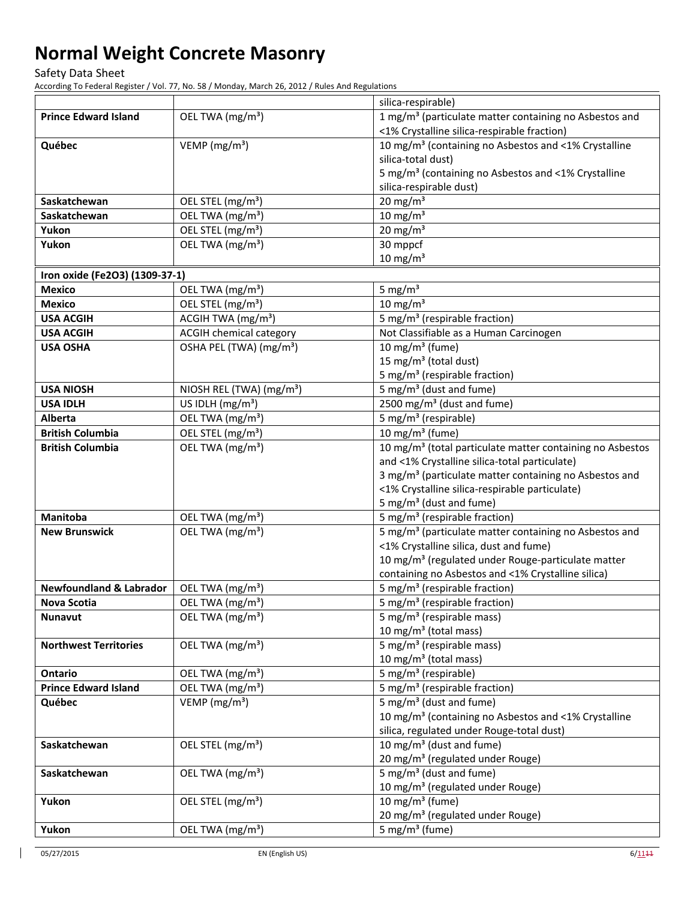| | | silica-respirable) |
|---|---|---|
| **Prince Edward Island** | OEL TWA (mg/m³) | 1 mg/m³ (particulate matter containing no Asbestos and <1% Crystalline silica-respirable fraction) |
| **Québec** | VEMP (mg/m³) | 10 mg/m³ (containing no Asbestos and <1% Crystalline silica-total dust)<br>5 mg/m³ (containing no Asbestos and <1% Crystalline silica-respirable dust) |
| **Saskatchewan** | OEL STEL (mg/m³) | 20 mg/m³ |
| **Saskatchewan** | OEL TWA (mg/m³) | 10 mg/m³ |
| **Yukon** | OEL STEL (mg/m³) | 20 mg/m³ |
| **Yukon** | OEL TWA (mg/m³) | 30 mppcf<br>10 mg/m³ |
| **Iron oxide (Fe2O3) (1309-37-1)** | | |
| **Mexico** | OEL TWA (mg/m³) | 5 mg/m³ |
| **Mexico** | OEL STEL (mg/m³) | 10 mg/m³ |
| **USA ACGIH** | ACGIH TWA (mg/m³) | 5 mg/m³ (respirable fraction) |
| **USA ACGIH** | ACGIH chemical category | Not Classifiable as a Human Carcinogen |
| **USA OSHA** | OSHA PEL (TWA) (mg/m³) | 10 mg/m³ (fume)<br>15 mg/m³ (total dust)<br>5 mg/m³ (respirable fraction) |
| **USA NIOSH** | NIOSH REL (TWA) (mg/m³) | 5 mg/m³ (dust and fume) |
| **USA IDLH** | US IDLH (mg/m³) | 2500 mg/m³ (dust and fume) |
| **Alberta** | OEL TWA (mg/m³) | 5 mg/m³ (respirable) |
| **British Columbia** | OEL STEL (mg/m³) | 10 mg/m³ (fume) |
| **British Columbia** | OEL TWA (mg/m³) | 10 mg/m³ (total particulate matter containing no Asbestos and <1% Crystalline silica-total particulate)<br>3 mg/m³ (particulate matter containing no Asbestos and <1% Crystalline silica-respirable particulate)<br>5 mg/m³ (dust and fume) |
| **Manitoba** | OEL TWA (mg/m³) | 5 mg/m³ (respirable fraction) |
| **New Brunswick** | OEL TWA (mg/m³) | 5 mg/m³ (particulate matter containing no Asbestos and <1% Crystalline silica, dust and fume)<br>10 mg/m³ (regulated under Rouge-particulate matter containing no Asbestos and <1% Crystalline silica) |
| **Newfoundland & Labrador** | OEL TWA (mg/m³) | 5 mg/m³ (respirable fraction) |
| **Nova Scotia** | OEL TWA (mg/m³) | 5 mg/m³ (respirable fraction) |
| **Nunavut** | OEL TWA (mg/m³) | 5 mg/m³ (respirable mass)<br>10 mg/m³ (total mass) |
| **Northwest Territories** | OEL TWA (mg/m³) | 5 mg/m³ (respirable mass)<br>10 mg/m³ (total mass) |
| **Ontario** | OEL TWA (mg/m³) | 5 mg/m³ (respirable) |
| **Prince Edward Island** | OEL TWA (mg/m³) | 5 mg/m³ (respirable fraction) |
| **Québec** | VEMP (mg/m³) | 5 mg/m³ (dust and fume)<br>10 mg/m³ (containing no Asbestos and <1% Crystalline silica, regulated under Rouge-total dust) |
| **Saskatchewan** | OEL STEL (mg/m³) | 10 mg/m³ (dust and fume)<br>20 mg/m³ (regulated under Rouge) |
| **Saskatchewan** | OEL TWA (mg/m³) | 5 mg/m³ (dust and fume)<br>10 mg/m³ (regulated under Rouge) |
| **Yukon** | OEL STEL (mg/m³) | 10 mg/m³ (fume)<br>20 mg/m³ (regulated under Rouge) |
| **Yukon** | OEL TWA (mg/m³) | 5 mg/m³ (fume) |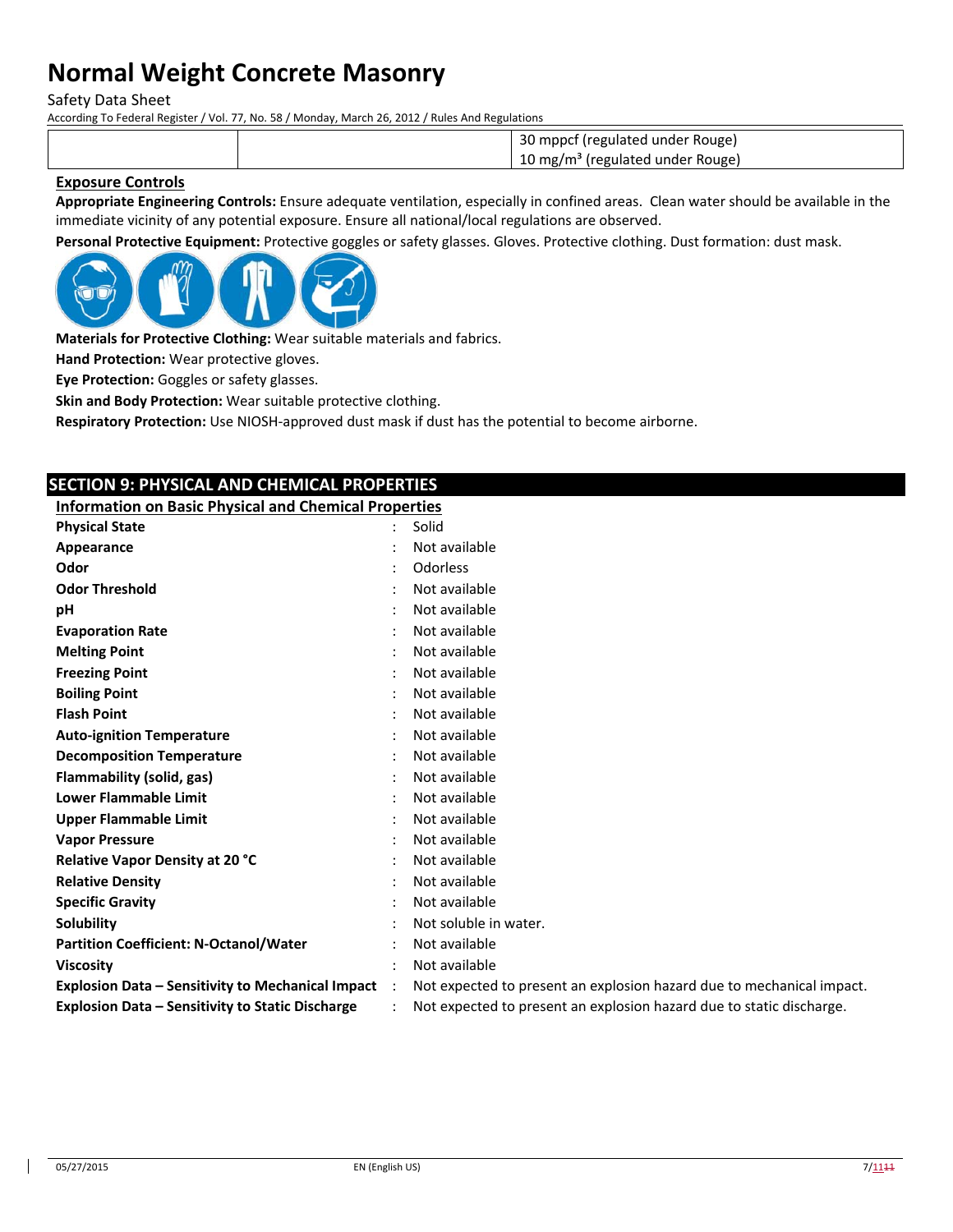| | | 30 mppcf (regulated under Rouge)<br>10 mg/m³ (regulated under Rouge) |
|---|---|---|

**Exposure Controls**

**Appropriate Engineering Controls:** Ensure adequate ventilation, especially in confined areas. Clean water should be available in the immediate vicinity of any potential exposure. Ensure all national/local regulations are observed.

**Personal Protective Equipment:** Protective goggles or safety glasses. Gloves. Protective clothing. Dust formation: dust mask.

**Materials for Protective Clothing:** Wear suitable materials and fabrics.

**Hand Protection:** Wear protective gloves.

**Eye Protection:** Goggles or safety glasses.

**Skin and Body Protection:** Wear suitable protective clothing.

**Respiratory Protection:** Use NIOSH-approved dust mask if dust has the potential to become airborne.

## SECTION 9: PHYSICAL AND CHEMICAL PROPERTIES

**Information on Basic Physical and Chemical Properties**

| | |
|---|---|
| **Physical State** | Solid |
| **Appearance** | Not available |
| **Odor** | Odorless |
| **Odor Threshold** | Not available |
| **pH** | Not available |
| **Evaporation Rate** | Not available |
| **Melting Point** | Not available |
| **Freezing Point** | Not available |
| **Boiling Point** | Not available |
| **Flash Point** | Not available |
| **Auto-ignition Temperature** | Not available |
| **Decomposition Temperature** | Not available |
| **Flammability (solid, gas)** | Not available |
| **Lower Flammable Limit** | Not available |
| **Upper Flammable Limit** | Not available |
| **Vapor Pressure** | Not available |
| **Relative Vapor Density at 20 °C** | Not available |
| **Relative Density** | Not available |
| **Specific Gravity** | Not available |
| **Solubility** | Not soluble in water. |
| **Partition Coefficient: N-Octanol/Water** | Not available |
| **Viscosity** | Not available |
| **Explosion Data – Sensitivity to Mechanical Impact** | Not expected to present an explosion hazard due to mechanical impact. |
| **Explosion Data – Sensitivity to Static Discharge** | Not expected to present an explosion hazard due to static discharge. |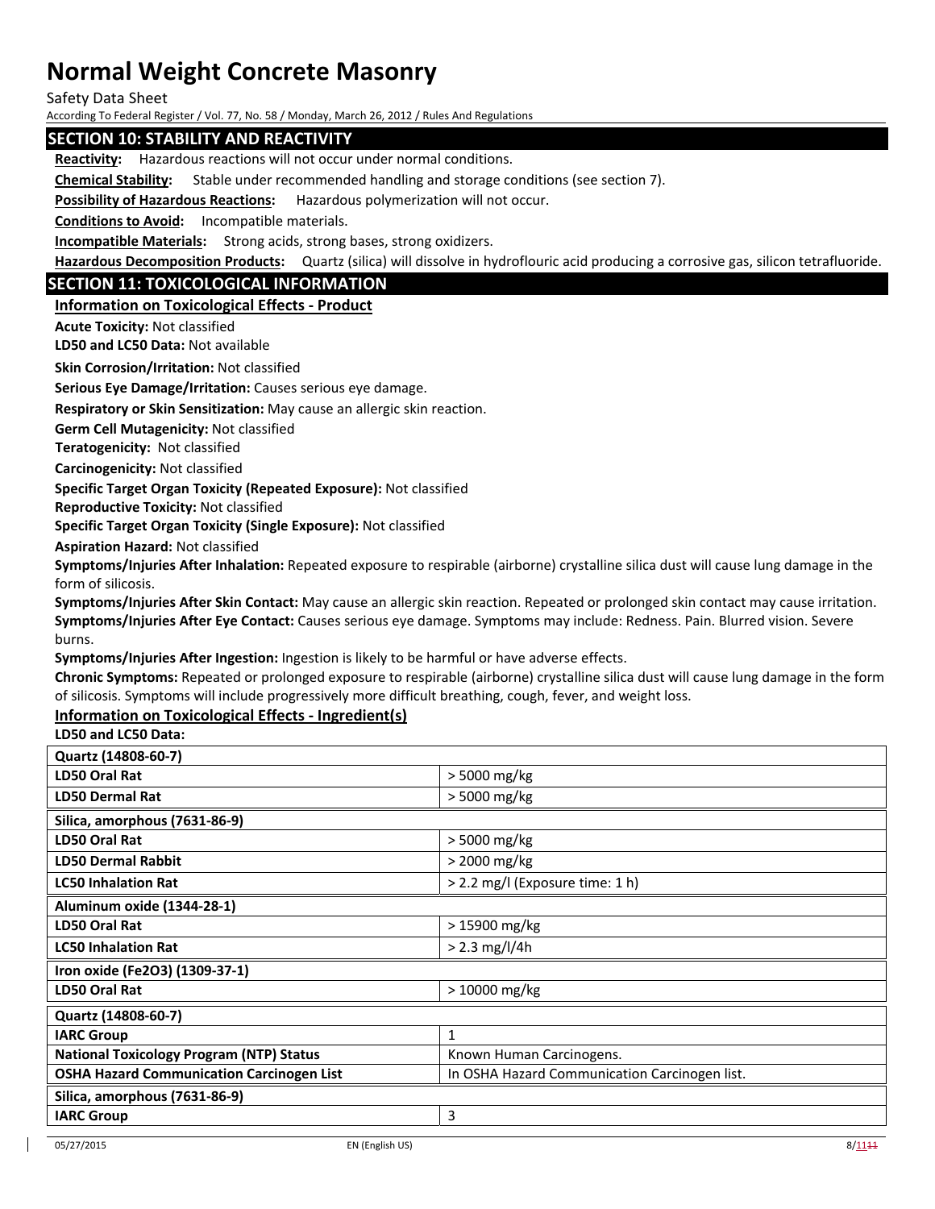## SECTION 10: STABILITY AND REACTIVITY

**Reactivity:** Hazardous reactions will not occur under normal conditions.

**Chemical Stability:** Stable under recommended handling and storage conditions (see section 7).

**Possibility of Hazardous Reactions:** Hazardous polymerization will not occur.

**Conditions to Avoid:** Incompatible materials.

**Incompatible Materials:** Strong acids, strong bases, strong oxidizers.

**Hazardous Decomposition Products:** Quartz (silica) will dissolve in hydroflouric acid producing a corrosive gas, silicon tetrafluoride.

## SECTION 11: TOXICOLOGICAL INFORMATION

### Information on Toxicological Effects - Product

**Acute Toxicity:** Not classified

**LD50 and LC50 Data:** Not available

**Skin Corrosion/Irritation:** Not classified

**Serious Eye Damage/Irritation:** Causes serious eye damage.

**Respiratory or Skin Sensitization:** May cause an allergic skin reaction.

**Germ Cell Mutagenicity:** Not classified

**Teratogenicity:** Not classified

**Carcinogenicity:** Not classified

**Specific Target Organ Toxicity (Repeated Exposure):** Not classified

**Reproductive Toxicity:** Not classified

**Specific Target Organ Toxicity (Single Exposure):** Not classified

**Aspiration Hazard:** Not classified

**Symptoms/Injuries After Inhalation:** Repeated exposure to respirable (airborne) crystalline silica dust will cause lung damage in the form of silicosis.

**Symptoms/Injuries After Skin Contact:** May cause an allergic skin reaction. Repeated or prolonged skin contact may cause irritation.

**Symptoms/Injuries After Eye Contact:** Causes serious eye damage. Symptoms may include: Redness. Pain. Blurred vision. Severe burns.

**Symptoms/Injuries After Ingestion:** Ingestion is likely to be harmful or have adverse effects.

**Chronic Symptoms:** Repeated or prolonged exposure to respirable (airborne) crystalline silica dust will cause lung damage in the form of silicosis. Symptoms will include progressively more difficult breathing, cough, fever, and weight loss.

### Information on Toxicological Effects - Ingredient(s)

**LD50 and LC50 Data:**

| **Quartz (14808-60-7)** | |
|---|---|
| **LD50 Oral Rat** | > 5000 mg/kg |
| **LD50 Dermal Rat** | > 5000 mg/kg |
| **Silica, amorphous (7631-86-9)** | |
| **LD50 Oral Rat** | > 5000 mg/kg |
| **LD50 Dermal Rabbit** | > 2000 mg/kg |
| **LC50 Inhalation Rat** | > 2.2 mg/l (Exposure time: 1 h) |
| **Aluminum oxide (1344-28-1)** | |
| **LD50 Oral Rat** | > 15900 mg/kg |
| **LC50 Inhalation Rat** | > 2.3 mg/l/4h |
| **Iron oxide (Fe2O3) (1309-37-1)** | |
| **LD50 Oral Rat** | > 10000 mg/kg |

| **Quartz (14808-60-7)** | |
|---|---|
| **IARC Group** | 1 |
| **National Toxicology Program (NTP) Status** | Known Human Carcinogens. |
| **OSHA Hazard Communication Carcinogen List** | In OSHA Hazard Communication Carcinogen list. |
| **Silica, amorphous (7631-86-9)** | |
| **IARC Group** | 3 |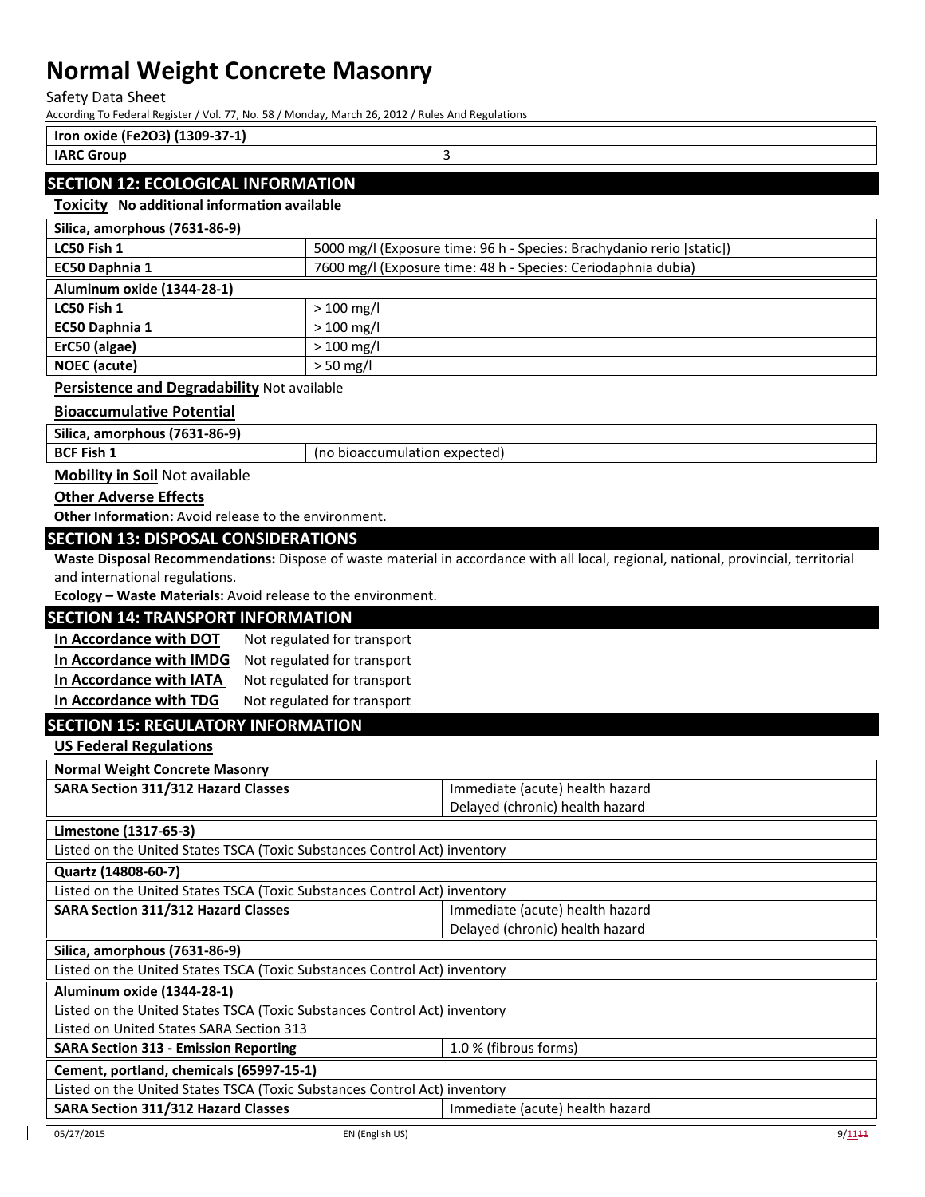| Iron oxide (Fe2O3) (1309-37-1) | |
|---|---|
| IARC Group | 3 |

## SECTION 12: ECOLOGICAL INFORMATION

**Toxicity** No additional information available

| Silica, amorphous (7631-86-9) | |
|---|---|
| LC50 Fish 1 | 5000 mg/l (Exposure time: 96 h - Species: Brachydanio rerio [static]) |
| EC50 Daphnia 1 | 7600 mg/l (Exposure time: 48 h - Species: Ceriodaphnia dubia) |

| Aluminum oxide (1344-28-1) | |
|---|---|
| LC50 Fish 1 | > 100 mg/l |
| EC50 Daphnia 1 | > 100 mg/l |
| ErC50 (algae) | > 100 mg/l |
| NOEC (acute) | > 50 mg/l |

**Persistence and Degradability** Not available

**Bioaccumulative Potential**

| Silica, amorphous (7631-86-9) | |
|---|---|
| BCF Fish 1 | (no bioaccumulation expected) |

**Mobility in Soil** Not available

**Other Adverse Effects**

**Other Information:** Avoid release to the environment.

## SECTION 13: DISPOSAL CONSIDERATIONS

**Waste Disposal Recommendations:** Dispose of waste material in accordance with all local, regional, national, provincial, territorial and international regulations.

**Ecology – Waste Materials:** Avoid release to the environment.

## SECTION 14: TRANSPORT INFORMATION

**In Accordance with DOT** Not regulated for transport

**In Accordance with IMDG** Not regulated for transport

**In Accordance with IATA** Not regulated for transport

**In Accordance with TDG** Not regulated for transport

## SECTION 15: REGULATORY INFORMATION

**US Federal Regulations**

| Normal Weight Concrete Masonry | |
|---|---|
| SARA Section 311/312 Hazard Classes | Immediate (acute) health hazard<br>Delayed (chronic) health hazard |

| Limestone (1317-65-3) | |
|---|---|
| Listed on the United States TSCA (Toxic Substances Control Act) inventory | |

| Quartz (14808-60-7) | |
|---|---|
| Listed on the United States TSCA (Toxic Substances Control Act) inventory | |
| SARA Section 311/312 Hazard Classes | Immediate (acute) health hazard<br>Delayed (chronic) health hazard |

| Silica, amorphous (7631-86-9) | |
|---|---|
| Listed on the United States TSCA (Toxic Substances Control Act) inventory | |

| Aluminum oxide (1344-28-1) | |
|---|---|
| Listed on the United States TSCA (Toxic Substances Control Act) inventory<br>Listed on United States SARA Section 313 | |
| SARA Section 313 - Emission Reporting | 1.0 % (fibrous forms) |

| Cement, portland, chemicals (65997-15-1) | |
|---|---|
| Listed on the United States TSCA (Toxic Substances Control Act) inventory | |
| SARA Section 311/312 Hazard Classes | Immediate (acute) health hazard |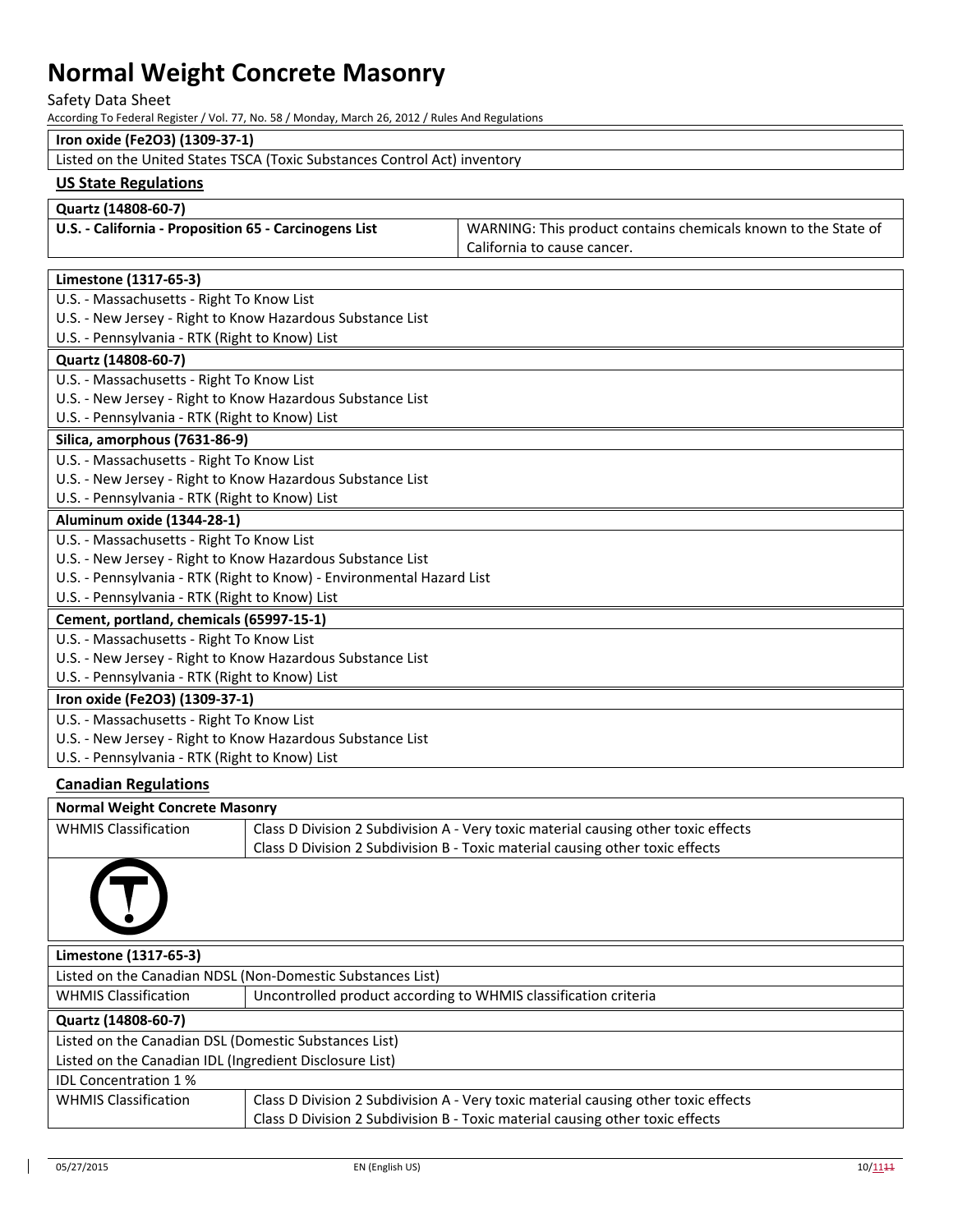| Iron oxide ($Fe_2O_3$) (1309-37-1) |
|---|
| Listed on the United States TSCA (Toxic Substances Control Act) inventory |

### US State Regulations

| Quartz (14808-60-7) | |
|---|---|
| U.S. - California - Proposition 65 - Carcinogens List | WARNING: This product contains chemicals known to the State of California to cause cancer. |

| Limestone (1317-65-3) |
|---|
| U.S. - Massachusetts - Right To Know List |
| U.S. - New Jersey - Right to Know Hazardous Substance List |
| U.S. - Pennsylvania - RTK (Right to Know) List |
| **Quartz (14808-60-7)** |
| U.S. - Massachusetts - Right To Know List |
| U.S. - New Jersey - Right to Know Hazardous Substance List |
| U.S. - Pennsylvania - RTK (Right to Know) List |
| **Silica, amorphous (7631-86-9)** |
| U.S. - Massachusetts - Right To Know List |
| U.S. - New Jersey - Right to Know Hazardous Substance List |
| U.S. - Pennsylvania - RTK (Right to Know) List |
| **Aluminum oxide (1344-28-1)** |
| U.S. - Massachusetts - Right To Know List |
| U.S. - New Jersey - Right to Know Hazardous Substance List |
| U.S. - Pennsylvania - RTK (Right to Know) - Environmental Hazard List |
| U.S. - Pennsylvania - RTK (Right to Know) List |
| **Cement, portland, chemicals (65997-15-1)** |
| U.S. - Massachusetts - Right To Know List |
| U.S. - New Jersey - Right to Know Hazardous Substance List |
| U.S. - Pennsylvania - RTK (Right to Know) List |
| **Iron oxide ($Fe_2O_3$) (1309-37-1)** |
| U.S. - Massachusetts - Right To Know List |
| U.S. - New Jersey - Right to Know Hazardous Substance List |
| U.S. - Pennsylvania - RTK (Right to Know) List |

### Canadian Regulations

| Normal Weight Concrete Masonry | |
|---|---|
| WHMIS Classification | Class D Division 2 Subdivision A - Very toxic material causing other toxic effects<br>Class D Division 2 Subdivision B - Toxic material causing other toxic effects |

| Limestone (1317-65-3) | |
|---|---|
| Listed on the Canadian NDSL (Non-Domestic Substances List) | |
| WHMIS Classification | Uncontrolled product according to WHMIS classification criteria |
| **Quartz (14808-60-7)** | |
| Listed on the Canadian DSL (Domestic Substances List) | |
| Listed on the Canadian IDL (Ingredient Disclosure List) | |
| IDL Concentration 1 % | |
| WHMIS Classification | Class D Division 2 Subdivision A - Very toxic material causing other toxic effects<br>Class D Division 2 Subdivision B - Toxic material causing other toxic effects |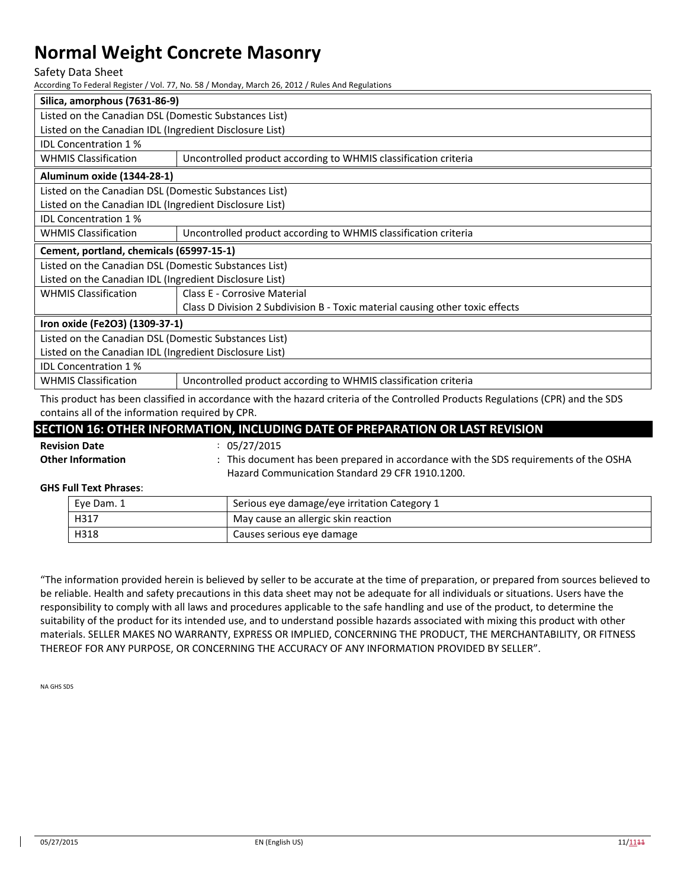| Silica, amorphous (7631-86-9) | |
|---|---|
| Listed on the Canadian DSL (Domestic Substances List) | |
| Listed on the Canadian IDL (Ingredient Disclosure List) | |
| IDL Concentration 1 % | |
| WHMIS Classification | Uncontrolled product according to WHMIS classification criteria |

| Aluminum oxide (1344-28-1) | |
|---|---|
| Listed on the Canadian DSL (Domestic Substances List) | |
| Listed on the Canadian IDL (Ingredient Disclosure List) | |
| IDL Concentration 1 % | |
| WHMIS Classification | Uncontrolled product according to WHMIS classification criteria |

| Cement, portland, chemicals (65997-15-1) | |
|---|---|
| Listed on the Canadian DSL (Domestic Substances List) | |
| Listed on the Canadian IDL (Ingredient Disclosure List) | |
| WHMIS Classification | Class E - Corrosive Material<br>Class D Division 2 Subdivision B - Toxic material causing other toxic effects |

| Iron oxide ($Fe_2O_3$) (1309-37-1) | |
|---|---|
| Listed on the Canadian DSL (Domestic Substances List) | |
| Listed on the Canadian IDL (Ingredient Disclosure List) | |
| IDL Concentration 1 % | |
| WHMIS Classification | Uncontrolled product according to WHMIS classification criteria |

This product has been classified in accordance with the hazard criteria of the Controlled Products Regulations (CPR) and the SDS contains all of the information required by CPR.

## SECTION 16: OTHER INFORMATION, INCLUDING DATE OF PREPARATION OR LAST REVISION

**Revision Date** : 05/27/2015

**Other Information** : This document has been prepared in accordance with the SDS requirements of the OSHA Hazard Communication Standard 29 CFR 1910.1200.

**GHS Full Text Phrases**:

| | |
|---|---|
| Eye Dam. 1 | Serious eye damage/eye irritation Category 1 |
| H317 | May cause an allergic skin reaction |
| H318 | Causes serious eye damage |

"The information provided herein is believed by seller to be accurate at the time of preparation, or prepared from sources believed to be reliable. Health and safety precautions in this data sheet may not be adequate for all individuals or situations. Users have the responsibility to comply with all laws and procedures applicable to the safe handling and use of the product, to determine the suitability of the product for its intended use, and to understand possible hazards associated with mixing this product with other materials. SELLER MAKES NO WARRANTY, EXPRESS OR IMPLIED, CONCERNING THE PRODUCT, THE MERCHANTABILITY, OR FITNESS THEREOF FOR ANY PURPOSE, OR CONCERNING THE ACCURACY OF ANY INFORMATION PROVIDED BY SELLER".

NA GHS SDS